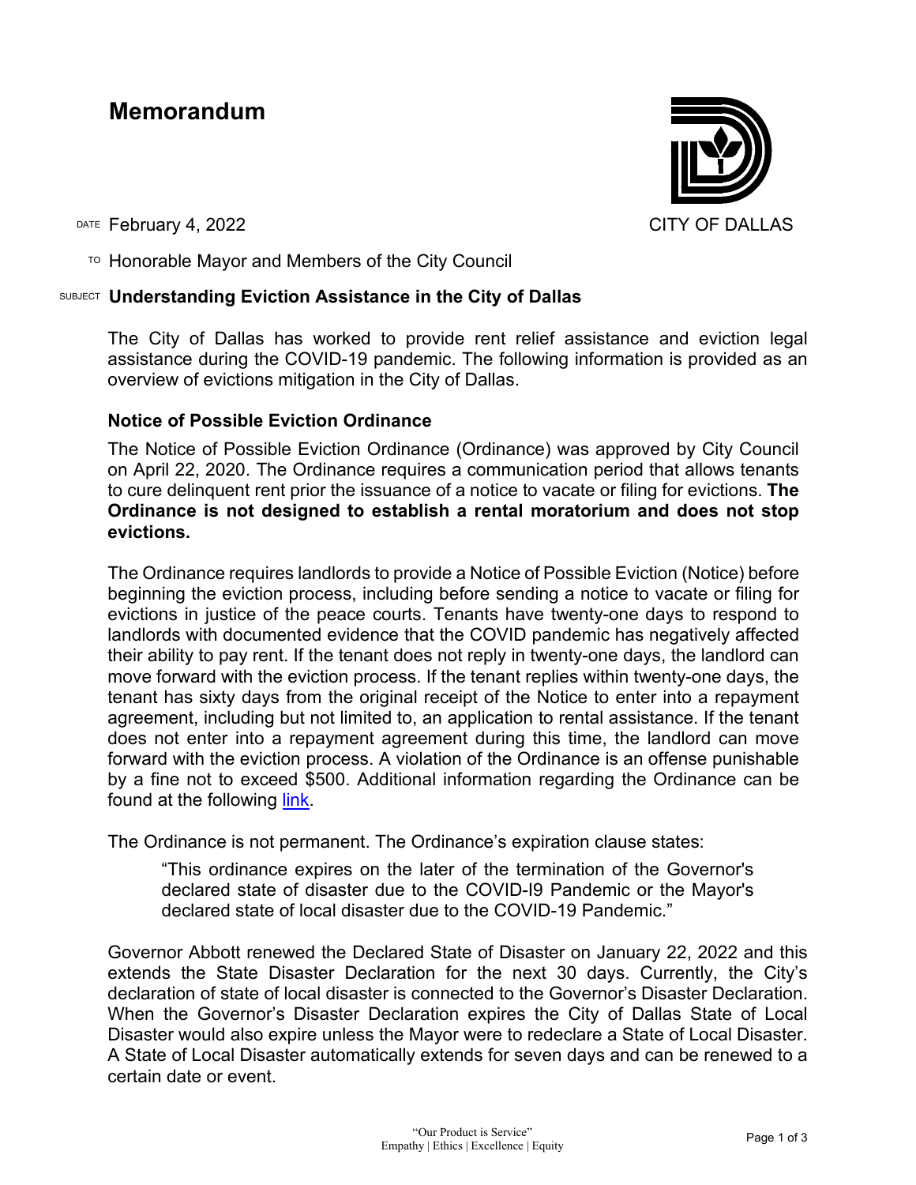# Memorandum

CITY OF DALLAS

DATE February 4, 2022

TO Honorable Mayor and Members of the City Council

SUBJECT **Understanding Eviction Assistance in the City of Dallas**

The City of Dallas has worked to provide rent relief assistance and eviction legal assistance during the COVID-19 pandemic. The following information is provided as an overview of evictions mitigation in the City of Dallas.

## Notice of Possible Eviction Ordinance

The Notice of Possible Eviction Ordinance (Ordinance) was approved by City Council on April 22, 2020. The Ordinance requires a communication period that allows tenants to cure delinquent rent prior the issuance of a notice to vacate or filing for evictions. **The Ordinance is not designed to establish a rental moratorium and does not stop evictions.**

The Ordinance requires landlords to provide a Notice of Possible Eviction (Notice) before beginning the eviction process, including before sending a notice to vacate or filing for evictions in justice of the peace courts. Tenants have twenty-one days to respond to landlords with documented evidence that the COVID pandemic has negatively affected their ability to pay rent. If the tenant does not reply in twenty-one days, the landlord can move forward with the eviction process. If the tenant replies within twenty-one days, the tenant has sixty days from the original receipt of the Notice to enter into a repayment agreement, including but not limited to, an application to rental assistance. If the tenant does not enter into a repayment agreement during this time, the landlord can move forward with the eviction process. A violation of the Ordinance is an offense punishable by a fine not to exceed $500. Additional information regarding the Ordinance can be found at the following link.

The Ordinance is not permanent. The Ordinance's expiration clause states:

> "This ordinance expires on the later of the termination of the Governor's declared state of disaster due to the COVID-I9 Pandemic or the Mayor's declared state of local disaster due to the COVID-19 Pandemic."

Governor Abbott renewed the Declared State of Disaster on January 22, 2022 and this extends the State Disaster Declaration for the next 30 days. Currently, the City's declaration of state of local disaster is connected to the Governor's Disaster Declaration. When the Governor's Disaster Declaration expires the City of Dallas State of Local Disaster would also expire unless the Mayor were to redeclare a State of Local Disaster. A State of Local Disaster automatically extends for seven days and can be renewed to a certain date or event.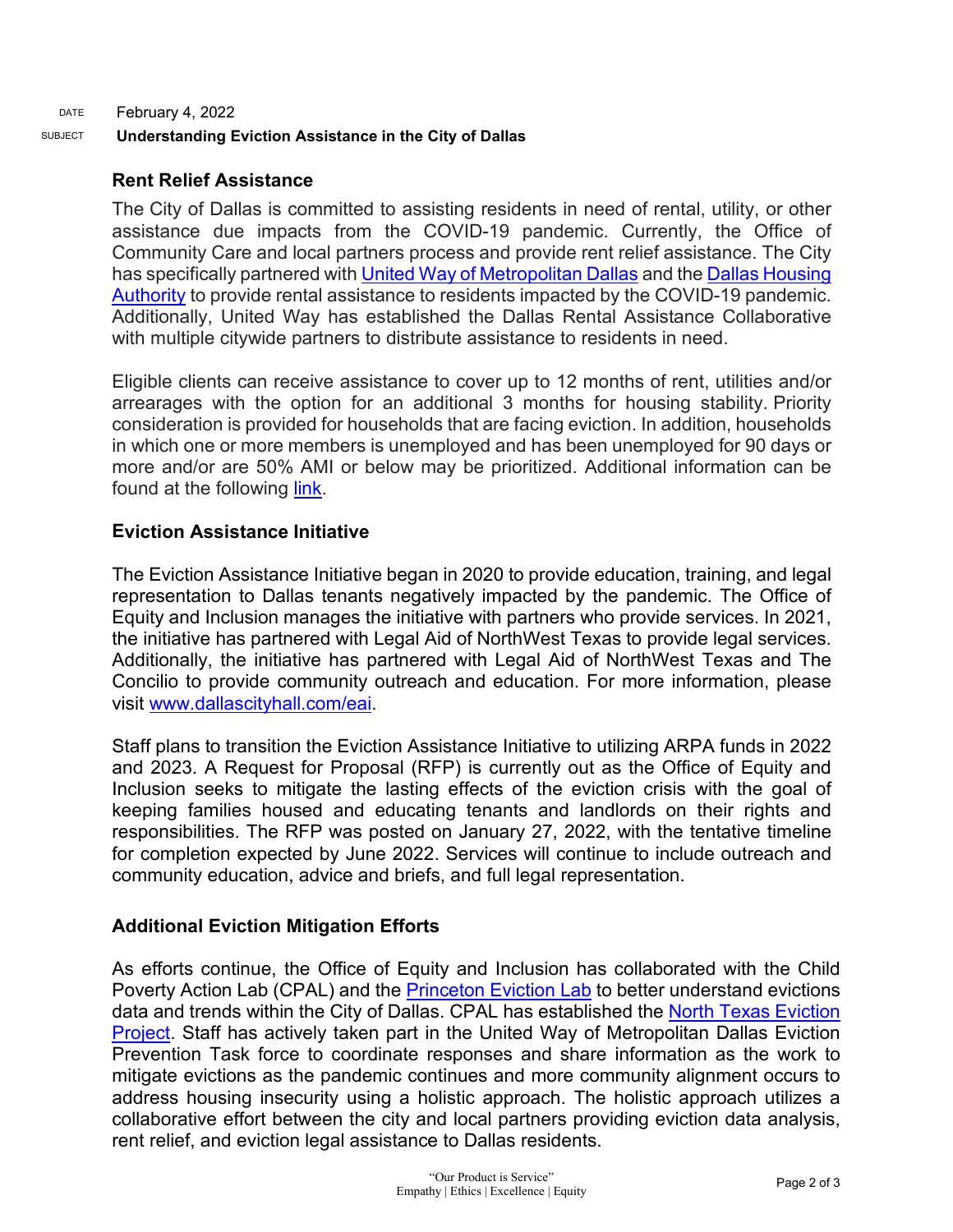DATE February 4, 2022

SUBJECT **Understanding Eviction Assistance in the City of Dallas**

## Rent Relief Assistance

The City of Dallas is committed to assisting residents in need of rental, utility, or other assistance due impacts from the COVID-19 pandemic. Currently, the Office of Community Care and local partners process and provide rent relief assistance. The City has specifically partnered with United Way of Metropolitan Dallas and the Dallas Housing Authority to provide rental assistance to residents impacted by the COVID-19 pandemic. Additionally, United Way has established the Dallas Rental Assistance Collaborative with multiple citywide partners to distribute assistance to residents in need.

Eligible clients can receive assistance to cover up to 12 months of rent, utilities and/or arrearages with the option for an additional 3 months for housing stability. Priority consideration is provided for households that are facing eviction. In addition, households in which one or more members is unemployed and has been unemployed for 90 days or more and/or are 50% AMI or below may be prioritized. Additional information can be found at the following link.

## Eviction Assistance Initiative

The Eviction Assistance Initiative began in 2020 to provide education, training, and legal representation to Dallas tenants negatively impacted by the pandemic. The Office of Equity and Inclusion manages the initiative with partners who provide services. In 2021, the initiative has partnered with Legal Aid of NorthWest Texas to provide legal services. Additionally, the initiative has partnered with Legal Aid of NorthWest Texas and The Concilio to provide community outreach and education. For more information, please visit www.dallascityhall.com/eai.

Staff plans to transition the Eviction Assistance Initiative to utilizing ARPA funds in 2022 and 2023. A Request for Proposal (RFP) is currently out as the Office of Equity and Inclusion seeks to mitigate the lasting effects of the eviction crisis with the goal of keeping families housed and educating tenants and landlords on their rights and responsibilities. The RFP was posted on January 27, 2022, with the tentative timeline for completion expected by June 2022. Services will continue to include outreach and community education, advice and briefs, and full legal representation.

## Additional Eviction Mitigation Efforts

As efforts continue, the Office of Equity and Inclusion has collaborated with the Child Poverty Action Lab (CPAL) and the Princeton Eviction Lab to better understand evictions data and trends within the City of Dallas. CPAL has established the North Texas Eviction Project. Staff has actively taken part in the United Way of Metropolitan Dallas Eviction Prevention Task force to coordinate responses and share information as the work to mitigate evictions as the pandemic continues and more community alignment occurs to address housing insecurity using a holistic approach. The holistic approach utilizes a collaborative effort between the city and local partners providing eviction data analysis, rent relief, and eviction legal assistance to Dallas residents.

"Our Product is Service"
Empathy | Ethics | Excellence | Equity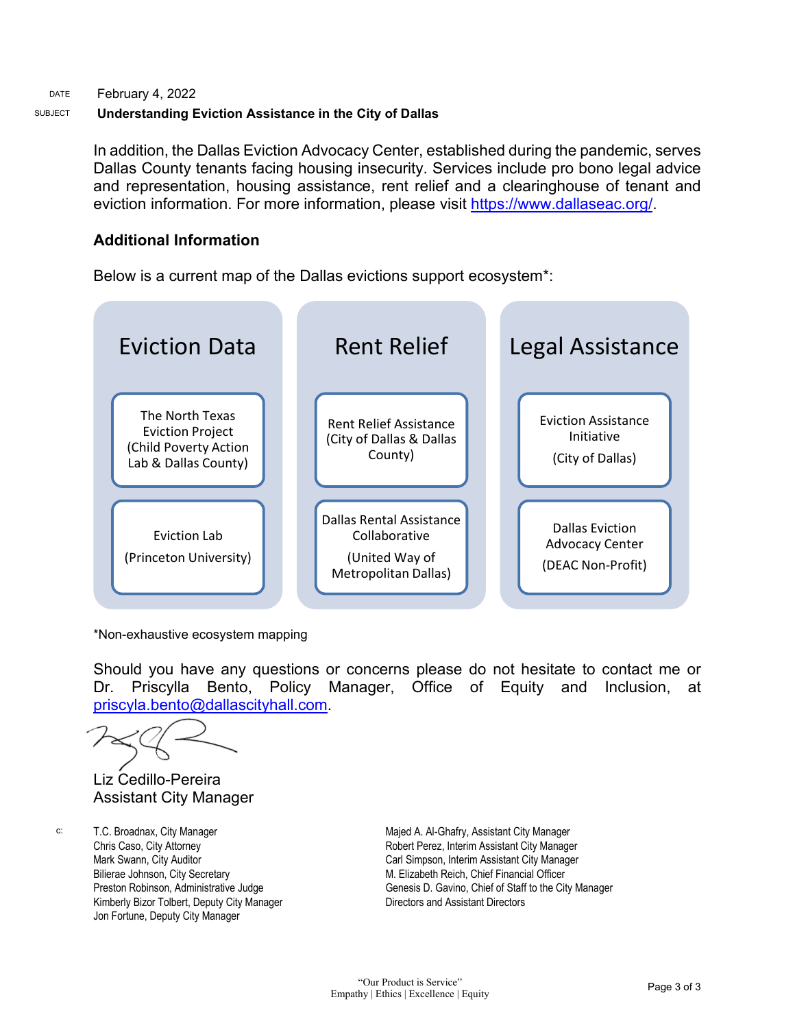DATE February 4, 2022

SUBJECT **Understanding Eviction Assistance in the City of Dallas**

In addition, the Dallas Eviction Advocacy Center, established during the pandemic, serves Dallas County tenants facing housing insecurity. Services include pro bono legal advice and representation, housing assistance, rent relief and a clearinghouse of tenant and eviction information. For more information, please visit https://www.dallaseac.org/.

### Additional Information

Below is a current map of the Dallas evictions support ecosystem*:

| Eviction Data | Rent Relief | Legal Assistance |
| --- | --- | --- |
| The North Texas Eviction Project (Child Poverty Action Lab & Dallas County) | Rent Relief Assistance (City of Dallas & Dallas County) | Eviction Assistance Initiative (City of Dallas) |
| Eviction Lab (Princeton University) | Dallas Rental Assistance Collaborative (United Way of Metropolitan Dallas) | Dallas Eviction Advocacy Center (DEAC Non-Profit) |

*Non-exhaustive ecosystem mapping

Should you have any questions or concerns please do not hesitate to contact me or Dr. Priscylla Bento, Policy Manager, Office of Equity and Inclusion, at priscyla.bento@dallascityhall.com.

Liz Cedillo-Pereira
Assistant City Manager

c:
T.C. Broadnax, City Manager
Chris Caso, City Attorney
Mark Swann, City Auditor
Bilierae Johnson, City Secretary
Preston Robinson, Administrative Judge
Kimberly Bizor Tolbert, Deputy City Manager
Jon Fortune, Deputy City Manager
Majed A. Al-Ghafry, Assistant City Manager
Robert Perez, Interim Assistant City Manager
Carl Simpson, Interim Assistant City Manager
M. Elizabeth Reich, Chief Financial Officer
Genesis D. Gavino, Chief of Staff to the City Manager
Directors and Assistant Directors

"Our Product is Service"
Empathy | Ethics | Excellence | Equity